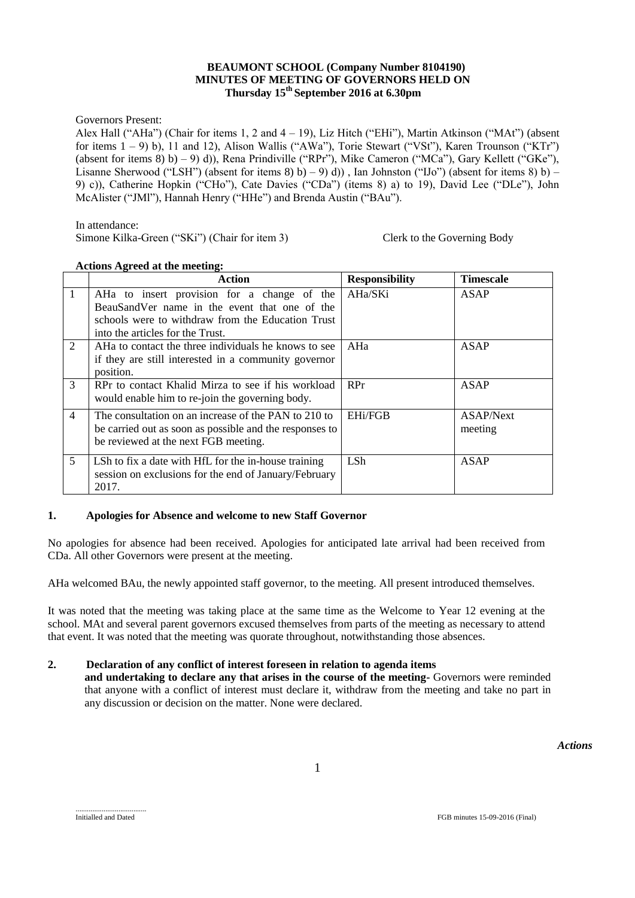**BEAUMONT SCHOOL (Company Number 8104190)**
**MINUTES OF MEETING OF GOVERNORS HELD ON**
**Thursday 15th September 2016 at 6.30pm**

Governors Present:
Alex Hall ("AHa") (Chair for items 1, 2 and 4 – 19), Liz Hitch ("EHi"), Martin Atkinson ("MAt") (absent for items 1 – 9) b), 11 and 12), Alison Wallis ("AWa"), Torie Stewart ("VSt"), Karen Trounson ("KTr") (absent for items 8) b) – 9) d)), Rena Prindiville ("RPr"), Mike Cameron ("MCa"), Gary Kellett ("GKe"), Lisanne Sherwood ("LSH") (absent for items 8) b) – 9) d)) , Ian Johnston ("IJo") (absent for items 8) b) – 9) c)), Catherine Hopkin ("CHo"), Cate Davies ("CDa") (items 8) a) to 19), David Lee ("DLe"), John McAlister ("JMl"), Hannah Henry ("HHe") and Brenda Austin ("BAu").

In attendance:
Simone Kilka-Green ("SKi") (Chair for item 3) Clerk to the Governing Body

**Actions Agreed at the meeting:**

| | Action | Responsibility | Timescale |
|---|---|---|---|
| 1 | AHa to insert provision for a change of the BeauSandVer name in the event that one of the schools were to withdraw from the Education Trust into the articles for the Trust. | AHa/SKi | ASAP |
| 2 | AHa to contact the three individuals he knows to see if they are still interested in a community governor position. | AHa | ASAP |
| 3 | RPr to contact Khalid Mirza to see if his workload would enable him to re-join the governing body. | RPr | ASAP |
| 4 | The consultation on an increase of the PAN to 210 to be carried out as soon as possible and the responses to be reviewed at the next FGB meeting. | EHi/FGB | ASAP/Next meeting |
| 5 | LSh to fix a date with HfL for the in-house training session on exclusions for the end of January/February 2017. | LSh | ASAP |

## 1. Apologies for Absence and welcome to new Staff Governor

No apologies for absence had been received. Apologies for anticipated late arrival had been received from CDa. All other Governors were present at the meeting.

AHa welcomed BAu, the newly appointed staff governor, to the meeting. All present introduced themselves.

It was noted that the meeting was taking place at the same time as the Welcome to Year 12 evening at the school. MAt and several parent governors excused themselves from parts of the meeting as necessary to attend that event. It was noted that the meeting was quorate throughout, notwithstanding those absences.

## 2. Declaration of any conflict of interest foreseen in relation to agenda items and undertaking to declare any that arises in the course of the meeting

Governors were reminded that anyone with a conflict of interest must declare it, withdraw from the meeting and take no part in any discussion or decision on the matter. None were declared.

*Actions*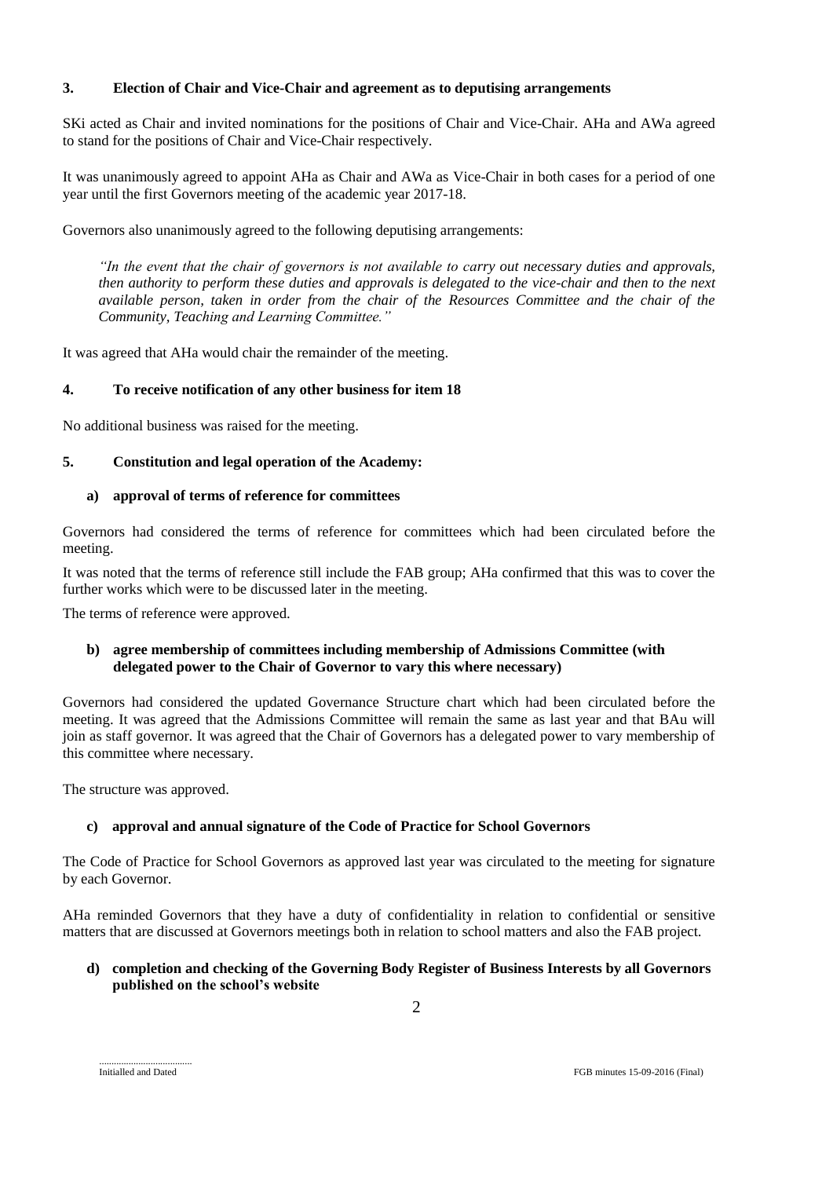## 3. Election of Chair and Vice-Chair and agreement as to deputising arrangements

SKi acted as Chair and invited nominations for the positions of Chair and Vice-Chair. AHa and AWa agreed to stand for the positions of Chair and Vice-Chair respectively.

It was unanimously agreed to appoint AHa as Chair and AWa as Vice-Chair in both cases for a period of one year until the first Governors meeting of the academic year 2017-18.

Governors also unanimously agreed to the following deputising arrangements:

> *"In the event that the chair of governors is not available to carry out necessary duties and approvals, then authority to perform these duties and approvals is delegated to the vice-chair and then to the next available person, taken in order from the chair of the Resources Committee and the chair of the Community, Teaching and Learning Committee."*

It was agreed that AHa would chair the remainder of the meeting.

## 4. To receive notification of any other business for item 18

No additional business was raised for the meeting.

## 5. Constitution and legal operation of the Academy:

### a) approval of terms of reference for committees

Governors had considered the terms of reference for committees which had been circulated before the meeting.

It was noted that the terms of reference still include the FAB group; AHa confirmed that this was to cover the further works which were to be discussed later in the meeting.

The terms of reference were approved.

### b) agree membership of committees including membership of Admissions Committee (with delegated power to the Chair of Governor to vary this where necessary)

Governors had considered the updated Governance Structure chart which had been circulated before the meeting. It was agreed that the Admissions Committee will remain the same as last year and that BAu will join as staff governor. It was agreed that the Chair of Governors has a delegated power to vary membership of this committee where necessary.

The structure was approved.

### c) approval and annual signature of the Code of Practice for School Governors

The Code of Practice for School Governors as approved last year was circulated to the meeting for signature by each Governor.

AHa reminded Governors that they have a duty of confidentiality in relation to confidential or sensitive matters that are discussed at Governors meetings both in relation to school matters and also the FAB project.

### d) completion and checking of the Governing Body Register of Business Interests by all Governors published on the school's website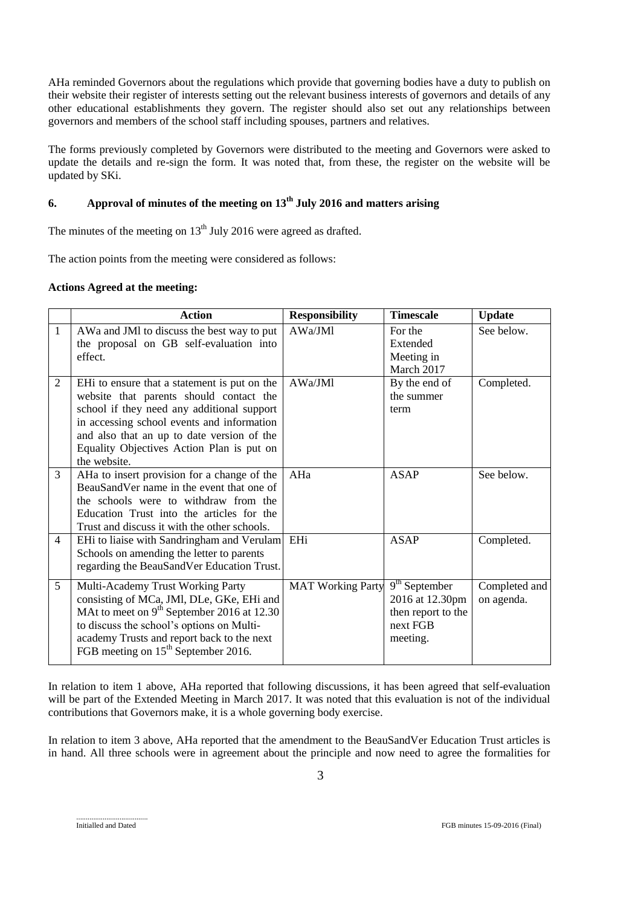AHa reminded Governors about the regulations which provide that governing bodies have a duty to publish on their website their register of interests setting out the relevant business interests of governors and details of any other educational establishments they govern. The register should also set out any relationships between governors and members of the school staff including spouses, partners and relatives.

The forms previously completed by Governors were distributed to the meeting and Governors were asked to update the details and re-sign the form. It was noted that, from these, the register on the website will be updated by SKi.

## 6. Approval of minutes of the meeting on 13th July 2016 and matters arising

The minutes of the meeting on 13th July 2016 were agreed as drafted.

The action points from the meeting were considered as follows:

**Actions Agreed at the meeting:**

| | Action | Responsibility | Timescale | Update |
|---|---|---|---|---|
| 1 | AWa and JMl to discuss the best way to put the proposal on GB self-evaluation into effect. | AWa/JMl | For the Extended Meeting in March 2017 | See below. |
| 2 | EHi to ensure that a statement is put on the website that parents should contact the school if they need any additional support in accessing school events and information and also that an up to date version of the Equality Objectives Action Plan is put on the website. | AWa/JMl | By the end of the summer term | Completed. |
| 3 | AHa to insert provision for a change of the BeauSandVer name in the event that one of the schools were to withdraw from the Education Trust into the articles for the Trust and discuss it with the other schools. | AHa | ASAP | See below. |
| 4 | EHi to liaise with Sandringham and Verulam Schools on amending the letter to parents regarding the BeauSandVer Education Trust. | EHi | ASAP | Completed. |
| 5 | Multi-Academy Trust Working Party consisting of MCa, JMl, DLe, GKe, EHi and MAt to meet on 9th September 2016 at 12.30 to discuss the school's options on Multi-academy Trusts and report back to the next FGB meeting on 15th September 2016. | MAT Working Party | 9th September 2016 at 12.30pm then report to the next FGB meeting. | Completed and on agenda. |

In relation to item 1 above, AHa reported that following discussions, it has been agreed that self-evaluation will be part of the Extended Meeting in March 2017. It was noted that this evaluation is not of the individual contributions that Governors make, it is a whole governing body exercise.

In relation to item 3 above, AHa reported that the amendment to the BeauSandVer Education Trust articles is in hand. All three schools were in agreement about the principle and now need to agree the formalities for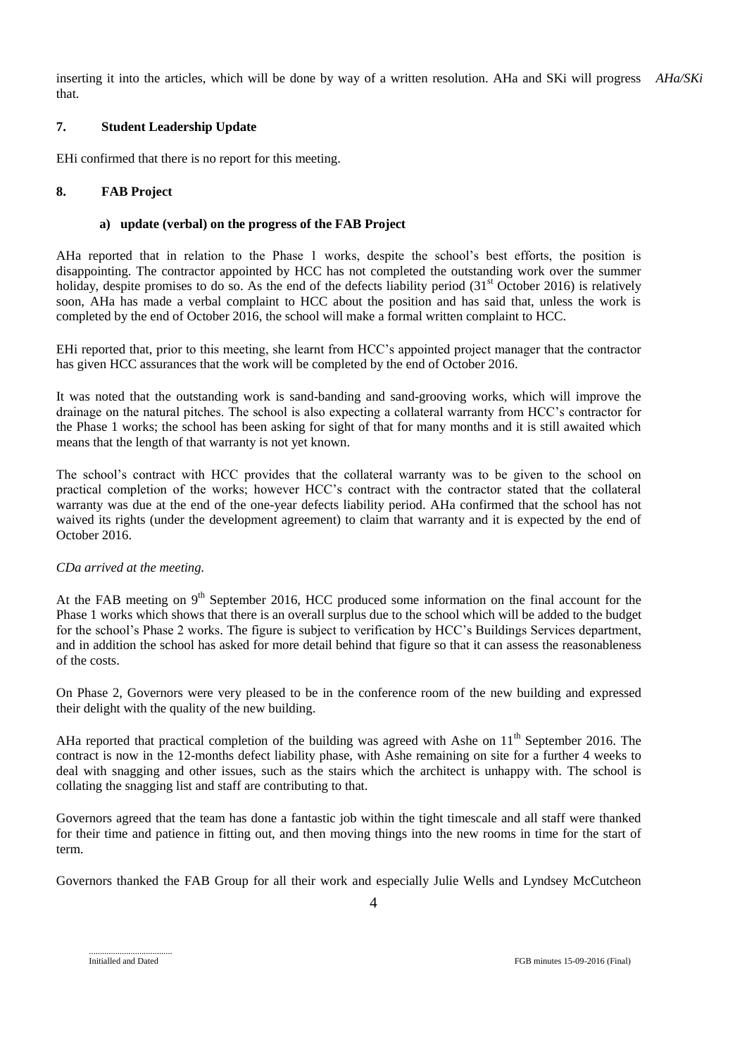inserting it into the articles, which will be done by way of a written resolution. AHa and SKi will progress that. *AHa/SKi*

## 7. Student Leadership Update

EHi confirmed that there is no report for this meeting.

## 8. FAB Project

### a) update (verbal) on the progress of the FAB Project

AHa reported that in relation to the Phase 1 works, despite the school's best efforts, the position is disappointing. The contractor appointed by HCC has not completed the outstanding work over the summer holiday, despite promises to do so. As the end of the defects liability period (31st October 2016) is relatively soon, AHa has made a verbal complaint to HCC about the position and has said that, unless the work is completed by the end of October 2016, the school will make a formal written complaint to HCC.

EHi reported that, prior to this meeting, she learnt from HCC's appointed project manager that the contractor has given HCC assurances that the work will be completed by the end of October 2016.

It was noted that the outstanding work is sand-banding and sand-grooving works, which will improve the drainage on the natural pitches. The school is also expecting a collateral warranty from HCC's contractor for the Phase 1 works; the school has been asking for sight of that for many months and it is still awaited which means that the length of that warranty is not yet known.

The school's contract with HCC provides that the collateral warranty was to be given to the school on practical completion of the works; however HCC's contract with the contractor stated that the collateral warranty was due at the end of the one-year defects liability period. AHa confirmed that the school has not waived its rights (under the development agreement) to claim that warranty and it is expected by the end of October 2016.

*CDa arrived at the meeting.*

At the FAB meeting on 9th September 2016, HCC produced some information on the final account for the Phase 1 works which shows that there is an overall surplus due to the school which will be added to the budget for the school's Phase 2 works. The figure is subject to verification by HCC's Buildings Services department, and in addition the school has asked for more detail behind that figure so that it can assess the reasonableness of the costs.

On Phase 2, Governors were very pleased to be in the conference room of the new building and expressed their delight with the quality of the new building.

AHa reported that practical completion of the building was agreed with Ashe on 11th September 2016. The contract is now in the 12-months defect liability phase, with Ashe remaining on site for a further 4 weeks to deal with snagging and other issues, such as the stairs which the architect is unhappy with. The school is collating the snagging list and staff are contributing to that.

Governors agreed that the team has done a fantastic job within the tight timescale and all staff were thanked for their time and patience in fitting out, and then moving things into the new rooms in time for the start of term.

Governors thanked the FAB Group for all their work and especially Julie Wells and Lyndsey McCutcheon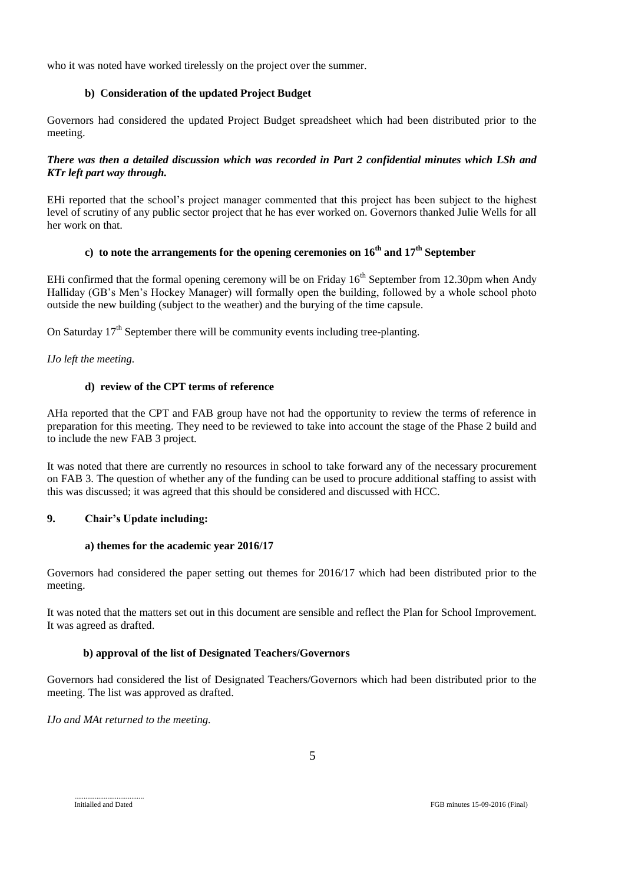who it was noted have worked tirelessly on the project over the summer.

### b) Consideration of the updated Project Budget

Governors had considered the updated Project Budget spreadsheet which had been distributed prior to the meeting.

***There was then a detailed discussion which was recorded in Part 2 confidential minutes which LSh and KTr left part way through.***

EHi reported that the school's project manager commented that this project has been subject to the highest level of scrutiny of any public sector project that he has ever worked on. Governors thanked Julie Wells for all her work on that.

### c) to note the arrangements for the opening ceremonies on 16th and 17th September

EHi confirmed that the formal opening ceremony will be on Friday 16th September from 12.30pm when Andy Halliday (GB's Men's Hockey Manager) will formally open the building, followed by a whole school photo outside the new building (subject to the weather) and the burying of the time capsule.

On Saturday 17th September there will be community events including tree-planting.

*IJo left the meeting.*

### d) review of the CPT terms of reference

AHa reported that the CPT and FAB group have not had the opportunity to review the terms of reference in preparation for this meeting. They need to be reviewed to take into account the stage of the Phase 2 build and to include the new FAB 3 project.

It was noted that there are currently no resources in school to take forward any of the necessary procurement on FAB 3. The question of whether any of the funding can be used to procure additional staffing to assist with this was discussed; it was agreed that this should be considered and discussed with HCC.

## 9. Chair's Update including:

### a) themes for the academic year 2016/17

Governors had considered the paper setting out themes for 2016/17 which had been distributed prior to the meeting.

It was noted that the matters set out in this document are sensible and reflect the Plan for School Improvement. It was agreed as drafted.

### b) approval of the list of Designated Teachers/Governors

Governors had considered the list of Designated Teachers/Governors which had been distributed prior to the meeting. The list was approved as drafted.

*IJo and MAt returned to the meeting.*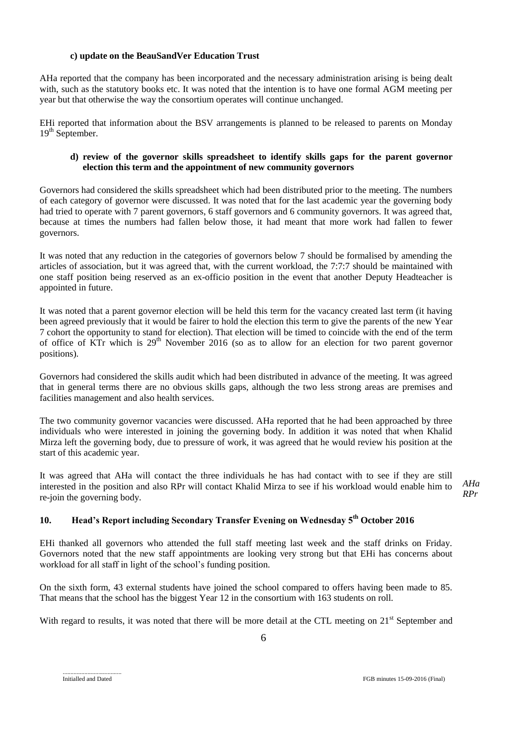### c) update on the BeauSandVer Education Trust

AHa reported that the company has been incorporated and the necessary administration arising is being dealt with, such as the statutory books etc. It was noted that the intention is to have one formal AGM meeting per year but that otherwise the way the consortium operates will continue unchanged.

EHi reported that information about the BSV arrangements is planned to be released to parents on Monday 19th September.

### d) review of the governor skills spreadsheet to identify skills gaps for the parent governor election this term and the appointment of new community governors

Governors had considered the skills spreadsheet which had been distributed prior to the meeting. The numbers of each category of governor were discussed. It was noted that for the last academic year the governing body had tried to operate with 7 parent governors, 6 staff governors and 6 community governors. It was agreed that, because at times the numbers had fallen below those, it had meant that more work had fallen to fewer governors.

It was noted that any reduction in the categories of governors below 7 should be formalised by amending the articles of association, but it was agreed that, with the current workload, the 7:7:7 should be maintained with one staff position being reserved as an ex-officio position in the event that another Deputy Headteacher is appointed in future.

It was noted that a parent governor election will be held this term for the vacancy created last term (it having been agreed previously that it would be fairer to hold the election this term to give the parents of the new Year 7 cohort the opportunity to stand for election). That election will be timed to coincide with the end of the term of office of KTr which is 29th November 2016 (so as to allow for an election for two parent governor positions).

Governors had considered the skills audit which had been distributed in advance of the meeting. It was agreed that in general terms there are no obvious skills gaps, although the two less strong areas are premises and facilities management and also health services.

The two community governor vacancies were discussed. AHa reported that he had been approached by three individuals who were interested in joining the governing body. In addition it was noted that when Khalid Mirza left the governing body, due to pressure of work, it was agreed that he would review his position at the start of this academic year.

It was agreed that AHa will contact the three individuals he has had contact with to see if they are still interested in the position and also RPr will contact Khalid Mirza to see if his workload would enable him to re-join the governing body. *AHa RPr*

## 10. Head's Report including Secondary Transfer Evening on Wednesday 5th October 2016

EHi thanked all governors who attended the full staff meeting last week and the staff drinks on Friday. Governors noted that the new staff appointments are looking very strong but that EHi has concerns about workload for all staff in light of the school's funding position.

On the sixth form, 43 external students have joined the school compared to offers having been made to 85. That means that the school has the biggest Year 12 in the consortium with 163 students on roll.

With regard to results, it was noted that there will be more detail at the CTL meeting on 21st September and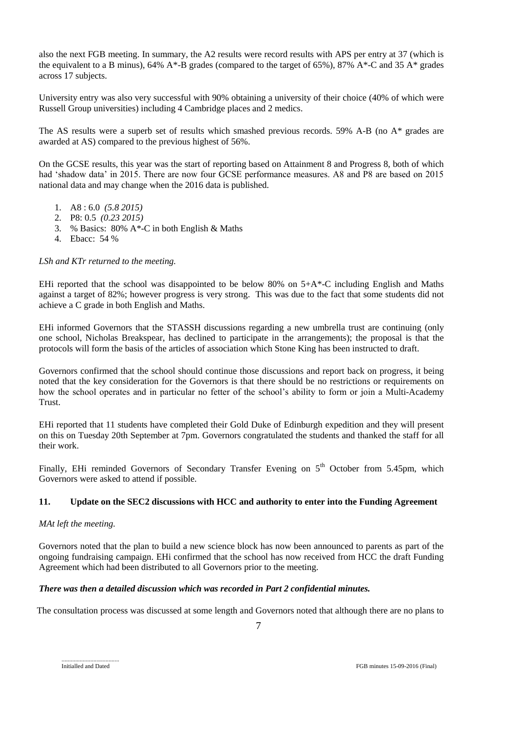also the next FGB meeting. In summary, the A2 results were record results with APS per entry at 37 (which is the equivalent to a B minus), 64% A*-B grades (compared to the target of 65%), 87% A*-C and 35 A* grades across 17 subjects.

University entry was also very successful with 90% obtaining a university of their choice (40% of which were Russell Group universities) including 4 Cambridge places and 2 medics.

The AS results were a superb set of results which smashed previous records. 59% A-B (no A* grades are awarded at AS) compared to the previous highest of 56%.

On the GCSE results, this year was the start of reporting based on Attainment 8 and Progress 8, both of which had 'shadow data' in 2015. There are now four GCSE performance measures. A8 and P8 are based on 2015 national data and may change when the 2016 data is published.

1. A8 : 6.0 *(5.8 2015)*
2. P8: 0.5 *(0.23 2015)*
3. % Basics: 80% A*-C in both English & Maths
4. Ebacc: 54 %

*LSh and KTr returned to the meeting.*

EHi reported that the school was disappointed to be below 80% on 5+A*-C including English and Maths against a target of 82%; however progress is very strong. This was due to the fact that some students did not achieve a C grade in both English and Maths.

EHi informed Governors that the STASSH discussions regarding a new umbrella trust are continuing (only one school, Nicholas Breakspear, has declined to participate in the arrangements); the proposal is that the protocols will form the basis of the articles of association which Stone King has been instructed to draft.

Governors confirmed that the school should continue those discussions and report back on progress, it being noted that the key consideration for the Governors is that there should be no restrictions or requirements on how the school operates and in particular no fetter of the school's ability to form or join a Multi-Academy Trust.

EHi reported that 11 students have completed their Gold Duke of Edinburgh expedition and they will present on this on Tuesday 20th September at 7pm. Governors congratulated the students and thanked the staff for all their work.

Finally, EHi reminded Governors of Secondary Transfer Evening on 5th October from 5.45pm, which Governors were asked to attend if possible.

## 11. Update on the SEC2 discussions with HCC and authority to enter into the Funding Agreement

*MAt left the meeting.*

Governors noted that the plan to build a new science block has now been announced to parents as part of the ongoing fundraising campaign. EHi confirmed that the school has now received from HCC the draft Funding Agreement which had been distributed to all Governors prior to the meeting.

***There was then a detailed discussion which was recorded in Part 2 confidential minutes.***

The consultation process was discussed at some length and Governors noted that although there are no plans to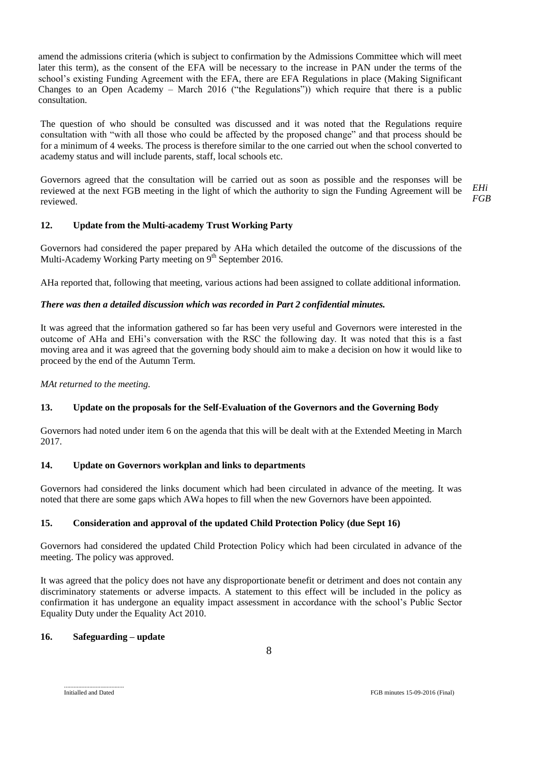amend the admissions criteria (which is subject to confirmation by the Admissions Committee which will meet later this term), as the consent of the EFA will be necessary to the increase in PAN under the terms of the school's existing Funding Agreement with the EFA, there are EFA Regulations in place (Making Significant Changes to an Open Academy – March 2016 ("the Regulations")) which require that there is a public consultation.

The question of who should be consulted was discussed and it was noted that the Regulations require consultation with "with all those who could be affected by the proposed change" and that process should be for a minimum of 4 weeks. The process is therefore similar to the one carried out when the school converted to academy status and will include parents, staff, local schools etc.

Governors agreed that the consultation will be carried out as soon as possible and the responses will be reviewed at the next FGB meeting in the light of which the authority to sign the Funding Agreement will be reviewed. *EHi FGB*

### 12. Update from the Multi-academy Trust Working Party

Governors had considered the paper prepared by AHa which detailed the outcome of the discussions of the Multi-Academy Working Party meeting on 9th September 2016.

AHa reported that, following that meeting, various actions had been assigned to collate additional information.

***There was then a detailed discussion which was recorded in Part 2 confidential minutes.***

It was agreed that the information gathered so far has been very useful and Governors were interested in the outcome of AHa and EHi's conversation with the RSC the following day. It was noted that this is a fast moving area and it was agreed that the governing body should aim to make a decision on how it would like to proceed by the end of the Autumn Term.

*MAt returned to the meeting.*

### 13. Update on the proposals for the Self-Evaluation of the Governors and the Governing Body

Governors had noted under item 6 on the agenda that this will be dealt with at the Extended Meeting in March 2017.

### 14. Update on Governors workplan and links to departments

Governors had considered the links document which had been circulated in advance of the meeting. It was noted that there are some gaps which AWa hopes to fill when the new Governors have been appointed.

### 15. Consideration and approval of the updated Child Protection Policy (due Sept 16)

Governors had considered the updated Child Protection Policy which had been circulated in advance of the meeting. The policy was approved.

It was agreed that the policy does not have any disproportionate benefit or detriment and does not contain any discriminatory statements or adverse impacts. A statement to this effect will be included in the policy as confirmation it has undergone an equality impact assessment in accordance with the school's Public Sector Equality Duty under the Equality Act 2010.

### 16. Safeguarding – update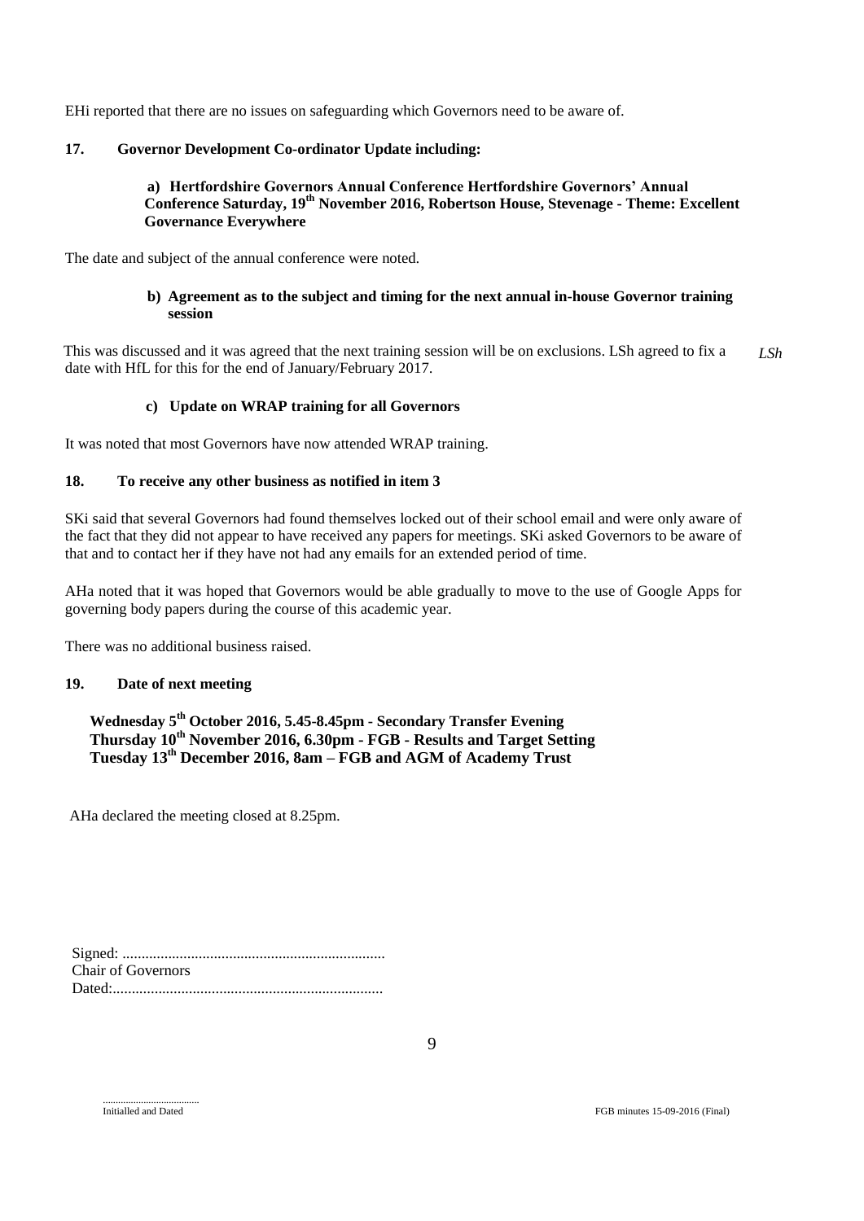EHi reported that there are no issues on safeguarding which Governors need to be aware of.

**17. Governor Development Co-ordinator Update including:**

**a) Hertfordshire Governors Annual Conference Hertfordshire Governors' Annual Conference Saturday, 19th November 2016, Robertson House, Stevenage - Theme: Excellent Governance Everywhere**

The date and subject of the annual conference were noted.

**b) Agreement as to the subject and timing for the next annual in-house Governor training session**

This was discussed and it was agreed that the next training session will be on exclusions. LSh agreed to fix a date with HfL for this for the end of January/February 2017. *LSh*

**c) Update on WRAP training for all Governors**

It was noted that most Governors have now attended WRAP training.

**18. To receive any other business as notified in item 3**

SKi said that several Governors had found themselves locked out of their school email and were only aware of the fact that they did not appear to have received any papers for meetings. SKi asked Governors to be aware of that and to contact her if they have not had any emails for an extended period of time.

AHa noted that it was hoped that Governors would be able gradually to move to the use of Google Apps for governing body papers during the course of this academic year.

There was no additional business raised.

**19. Date of next meeting**

**Wednesday 5th October 2016, 5.45-8.45pm - Secondary Transfer Evening**
**Thursday 10th November 2016, 6.30pm - FGB - Results and Target Setting**
**Tuesday 13th December 2016, 8am – FGB and AGM of Academy Trust**

AHa declared the meeting closed at 8.25pm.

Signed: ......................................................................
Chair of Governors
Dated:........................................................................

......................................
Initialled and Dated

FGB minutes 15-09-2016 (Final)